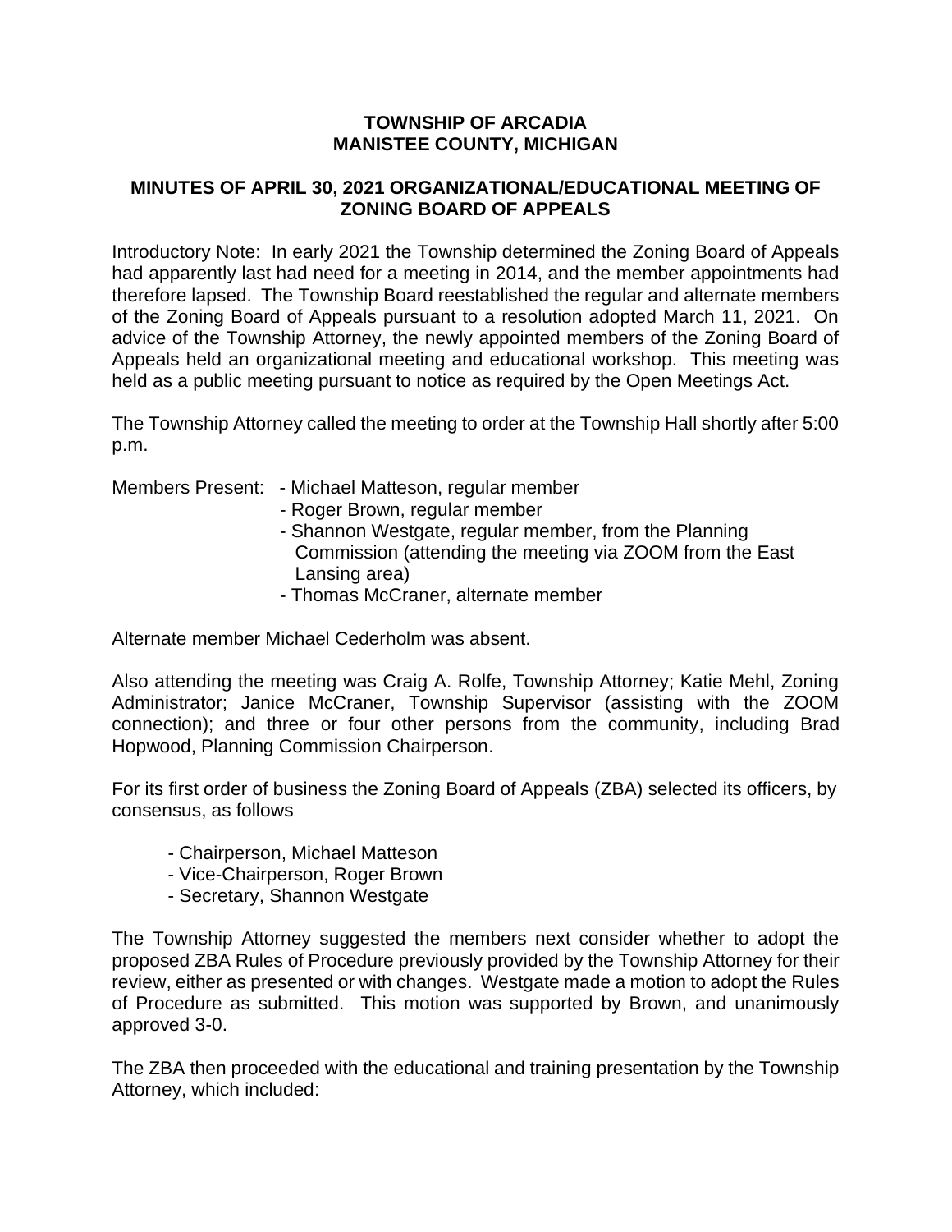# TOWNSHIP OF ARCADIA
# MANISTEE COUNTY, MICHIGAN

## MINUTES OF APRIL 30, 2021 ORGANIZATIONAL/EDUCATIONAL MEETING OF ZONING BOARD OF APPEALS

Introductory Note: In early 2021 the Township determined the Zoning Board of Appeals had apparently last had need for a meeting in 2014, and the member appointments had therefore lapsed. The Township Board reestablished the regular and alternate members of the Zoning Board of Appeals pursuant to a resolution adopted March 11, 2021. On advice of the Township Attorney, the newly appointed members of the Zoning Board of Appeals held an organizational meeting and educational workshop. This meeting was held as a public meeting pursuant to notice as required by the Open Meetings Act.

The Township Attorney called the meeting to order at the Township Hall shortly after 5:00 p.m.

Members Present:
- Michael Matteson, regular member
- Roger Brown, regular member
- Shannon Westgate, regular member, from the Planning Commission (attending the meeting via ZOOM from the East Lansing area)
- Thomas McCraner, alternate member

Alternate member Michael Cederholm was absent.

Also attending the meeting was Craig A. Rolfe, Township Attorney; Katie Mehl, Zoning Administrator; Janice McCraner, Township Supervisor (assisting with the ZOOM connection); and three or four other persons from the community, including Brad Hopwood, Planning Commission Chairperson.

For its first order of business the Zoning Board of Appeals (ZBA) selected its officers, by consensus, as follows

- Chairperson, Michael Matteson
- Vice-Chairperson, Roger Brown
- Secretary, Shannon Westgate

The Township Attorney suggested the members next consider whether to adopt the proposed ZBA Rules of Procedure previously provided by the Township Attorney for their review, either as presented or with changes. Westgate made a motion to adopt the Rules of Procedure as submitted. This motion was supported by Brown, and unanimously approved 3-0.

The ZBA then proceeded with the educational and training presentation by the Township Attorney, which included: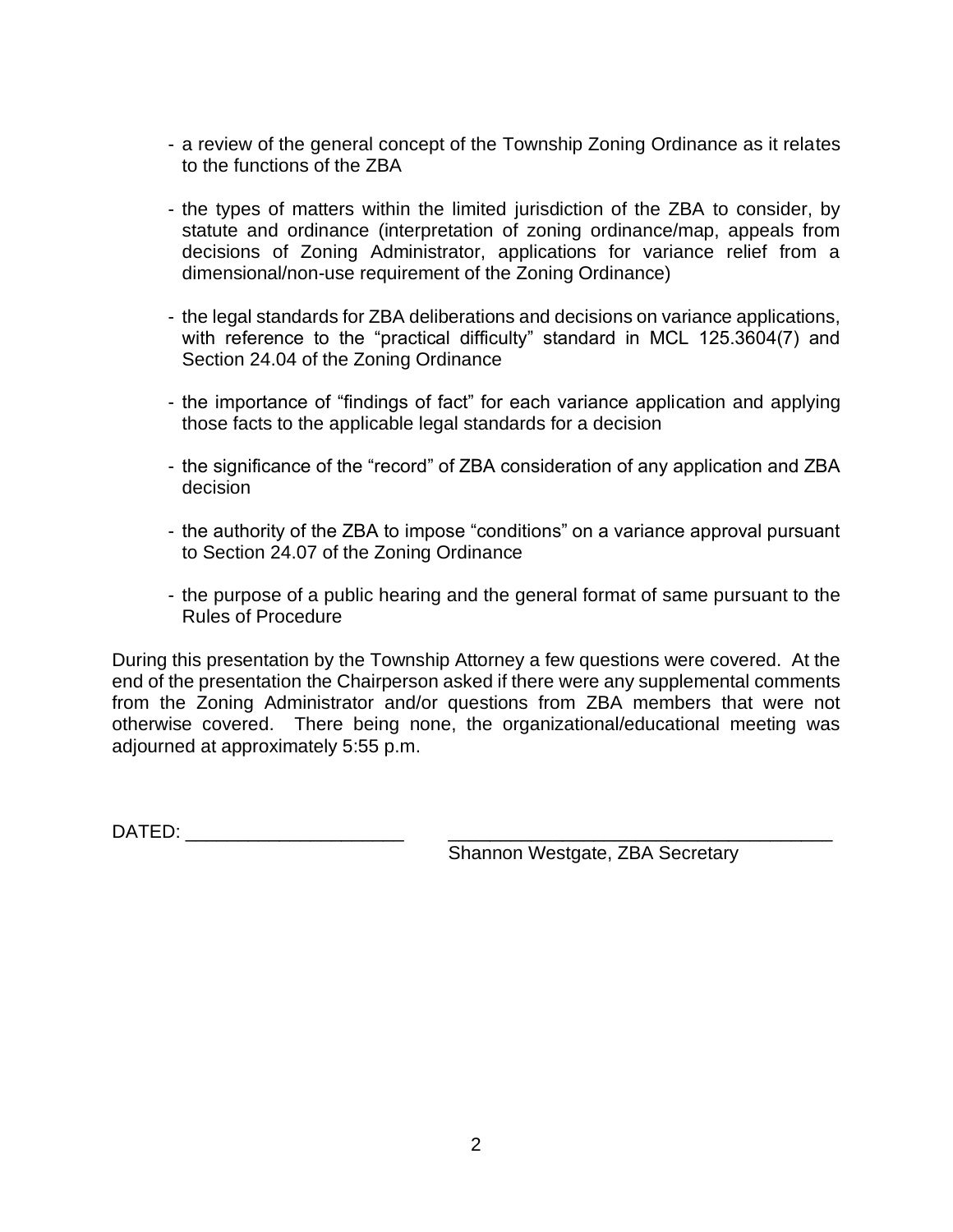- a review of the general concept of the Township Zoning Ordinance as it relates to the functions of the ZBA

- the types of matters within the limited jurisdiction of the ZBA to consider, by statute and ordinance (interpretation of zoning ordinance/map, appeals from decisions of Zoning Administrator, applications for variance relief from a dimensional/non-use requirement of the Zoning Ordinance)

- the legal standards for ZBA deliberations and decisions on variance applications, with reference to the "practical difficulty" standard in MCL 125.3604(7) and Section 24.04 of the Zoning Ordinance

- the importance of "findings of fact" for each variance application and applying those facts to the applicable legal standards for a decision

- the significance of the "record" of ZBA consideration of any application and ZBA decision

- the authority of the ZBA to impose "conditions" on a variance approval pursuant to Section 24.07 of the Zoning Ordinance

- the purpose of a public hearing and the general format of same pursuant to the Rules of Procedure

During this presentation by the Township Attorney a few questions were covered. At the end of the presentation the Chairperson asked if there were any supplemental comments from the Zoning Administrator and/or questions from ZBA members that were not otherwise covered. There being none, the organizational/educational meeting was adjourned at approximately 5:55 p.m.

DATED: ____________________ ____________________________________

Shannon Westgate, ZBA Secretary